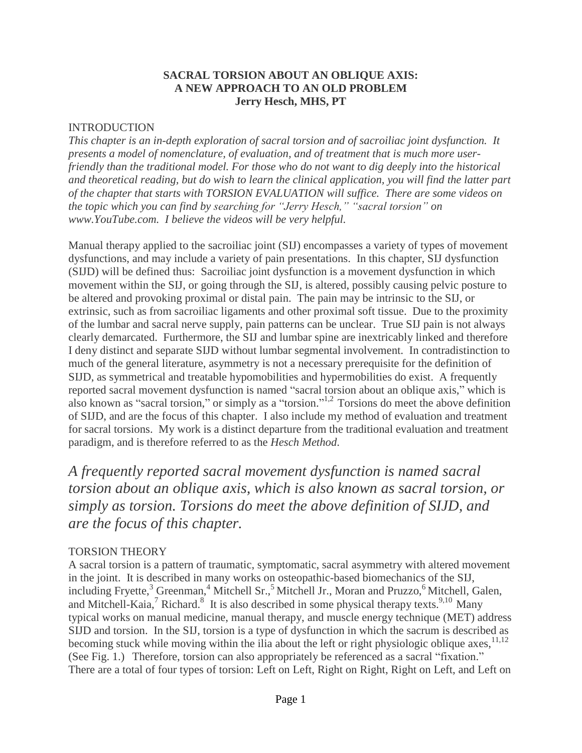**SACRAL TORSION ABOUT AN OBLIQUE AXIS:**
**A NEW APPROACH TO AN OLD PROBLEM**
**Jerry Hesch, MHS, PT**

## INTRODUCTION

*This chapter is an in-depth exploration of sacral torsion and of sacroiliac joint dysfunction. It presents a model of nomenclature, of evaluation, and of treatment that is much more user-friendly than the traditional model. For those who do not want to dig deeply into the historical and theoretical reading, but do wish to learn the clinical application, you will find the latter part of the chapter that starts with TORSION EVALUATION will suffice. There are some videos on the topic which you can find by searching for "Jerry Hesch," "sacral torsion" on www.YouTube.com. I believe the videos will be very helpful.*

Manual therapy applied to the sacroiliac joint (SIJ) encompasses a variety of types of movement dysfunctions, and may include a variety of pain presentations. In this chapter, SIJ dysfunction (SIJD) will be defined thus: Sacroiliac joint dysfunction is a movement dysfunction in which movement within the SIJ, or going through the SIJ, is altered, possibly causing pelvic posture to be altered and provoking proximal or distal pain. The pain may be intrinsic to the SIJ, or extrinsic, such as from sacroiliac ligaments and other proximal soft tissue. Due to the proximity of the lumbar and sacral nerve supply, pain patterns can be unclear. True SIJ pain is not always clearly demarcated. Furthermore, the SIJ and lumbar spine are inextricably linked and therefore I deny distinct and separate SIJD without lumbar segmental involvement. In contradistinction to much of the general literature, asymmetry is not a necessary prerequisite for the definition of SIJD, as symmetrical and treatable hypomobilities and hypermobilities do exist. A frequently reported sacral movement dysfunction is named "sacral torsion about an oblique axis," which is also known as "sacral torsion," or simply as a "torsion."[1,2] Torsions do meet the above definition of SIJD, and are the focus of this chapter. I also include my method of evaluation and treatment for sacral torsions. My work is a distinct departure from the traditional evaluation and treatment paradigm, and is therefore referred to as the *Hesch Method*.

> *A frequently reported sacral movement dysfunction is named sacral torsion about an oblique axis, which is also known as sacral torsion, or simply as torsion. Torsions do meet the above definition of SIJD, and are the focus of this chapter.*

## TORSION THEORY

A sacral torsion is a pattern of traumatic, symptomatic, sacral asymmetry with altered movement in the joint. It is described in many works on osteopathic-based biomechanics of the SIJ, including Fryette,[3] Greenman,[4] Mitchell Sr.,[5] Mitchell Jr., Moran and Pruzzo,[6] Mitchell, Galen, and Mitchell-Kaia,[7] Richard.[8] It is also described in some physical therapy texts.[9,10] Many typical works on manual medicine, manual therapy, and muscle energy technique (MET) address SIJD and torsion. In the SIJ, torsion is a type of dysfunction in which the sacrum is described as becoming stuck while moving within the ilia about the left or right physiologic oblique axes,[11,12] (See Fig. 1.) Therefore, torsion can also appropriately be referenced as a sacral "fixation." There are a total of four types of torsion: Left on Left, Right on Right, Right on Left, and Left on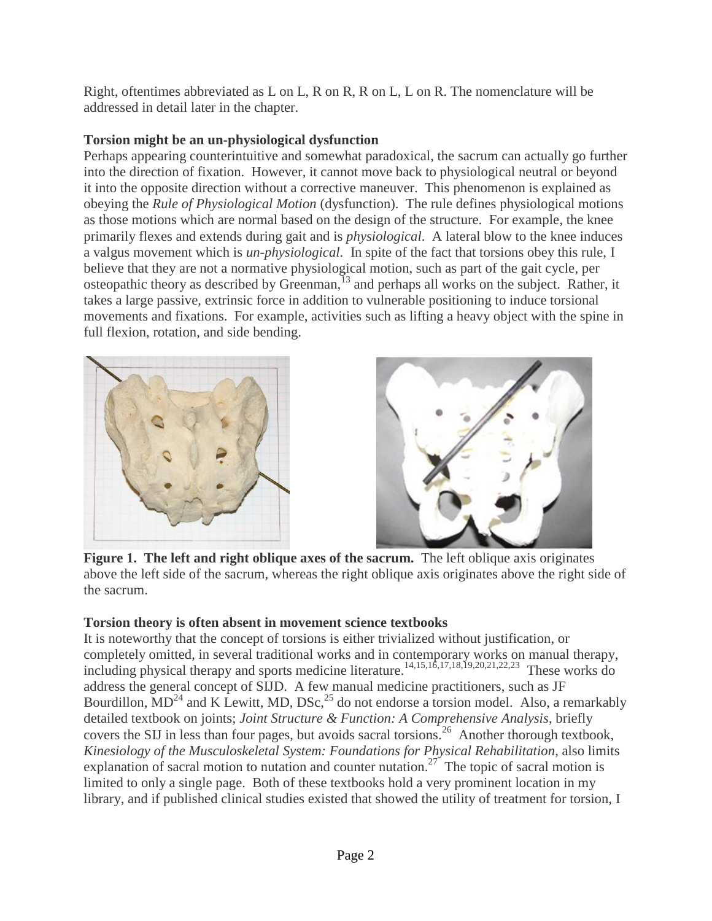Right, oftentimes abbreviated as L on L, R on R, R on L, L on R. The nomenclature will be addressed in detail later in the chapter.

**Torsion might be an un-physiological dysfunction**

Perhaps appearing counterintuitive and somewhat paradoxical, the sacrum can actually go further into the direction of fixation. However, it cannot move back to physiological neutral or beyond it into the opposite direction without a corrective maneuver. This phenomenon is explained as obeying the *Rule of Physiological Motion* (dysfunction). The rule defines physiological motions as those motions which are normal based on the design of the structure. For example, the knee primarily flexes and extends during gait and is *physiological*. A lateral blow to the knee induces a valgus movement which is *un-physiological*. In spite of the fact that torsions obey this rule, I believe that they are not a normative physiological motion, such as part of the gait cycle, per osteopathic theory as described by Greenman,[13] and perhaps all works on the subject. Rather, it takes a large passive, extrinsic force in addition to vulnerable positioning to induce torsional movements and fixations. For example, activities such as lifting a heavy object with the spine in full flexion, rotation, and side bending.

**Figure 1. The left and right oblique axes of the sacrum.** The left oblique axis originates above the left side of the sacrum, whereas the right oblique axis originates above the right side of the sacrum.

**Torsion theory is often absent in movement science textbooks**

It is noteworthy that the concept of torsions is either trivialized without justification, or completely omitted, in several traditional works and in contemporary works on manual therapy, including physical therapy and sports medicine literature.[14,15,16,17,18,19,20,21,22,23] These works do address the general concept of SIJD. A few manual medicine practitioners, such as JF Bourdillon, MD[24] and K Lewitt, MD, DSc,[25] do not endorse a torsion model. Also, a remarkably detailed textbook on joints; *Joint Structure & Function: A Comprehensive Analysis*, briefly covers the SIJ in less than four pages, but avoids sacral torsions.[26] Another thorough textbook, *Kinesiology of the Musculoskeletal System: Foundations for Physical Rehabilitation*, also limits explanation of sacral motion to nutation and counter nutation.[27] The topic of sacral motion is limited to only a single page. Both of these textbooks hold a very prominent location in my library, and if published clinical studies existed that showed the utility of treatment for torsion, I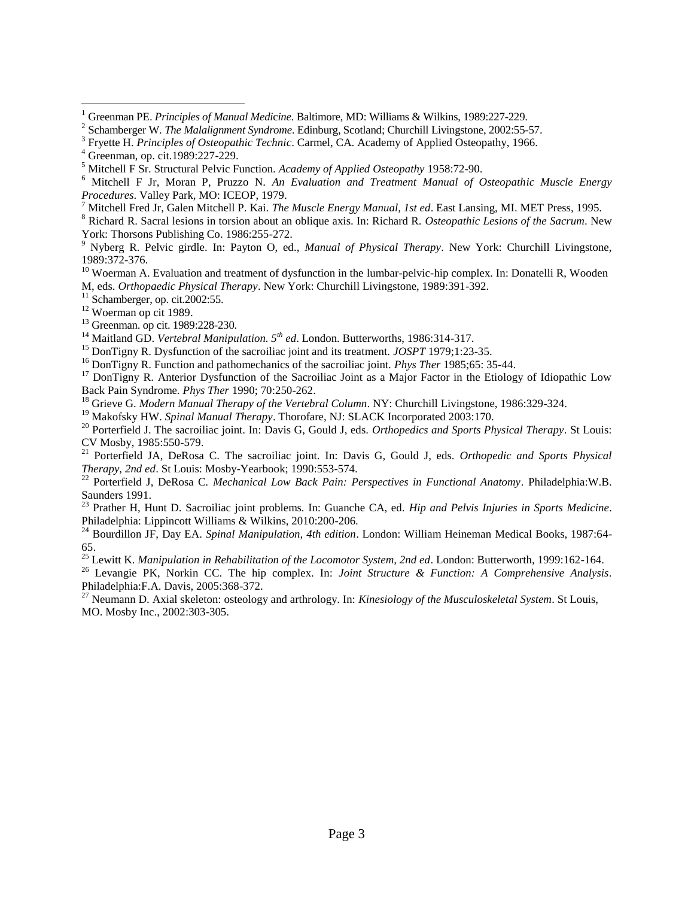[1] Greenman PE. *Principles of Manual Medicine*. Baltimore, MD: Williams & Wilkins, 1989:227-229.

[2] Schamberger W. *The Malalignment Syndrome*. Edinburg, Scotland; Churchill Livingstone, 2002:55-57.

[3] Fryette H. *Principles of Osteopathic Technic*. Carmel, CA. Academy of Applied Osteopathy, 1966.

[4] Greenman, op. cit.1989:227-229.

[5] Mitchell F Sr. Structural Pelvic Function. *Academy of Applied Osteopathy* 1958:72-90.

[6] Mitchell F Jr, Moran P, Pruzzo N. *An Evaluation and Treatment Manual of Osteopathic Muscle Energy Procedures*. Valley Park, MO: ICEOP, 1979.

[7] Mitchell Fred Jr, Galen Mitchell P. Kai. *The Muscle Energy Manual, 1st ed*. East Lansing, MI. MET Press, 1995.

[8] Richard R. Sacral lesions in torsion about an oblique axis. In: Richard R. *Osteopathic Lesions of the Sacrum*. New York: Thorsons Publishing Co. 1986:255-272.

[9] Nyberg R. Pelvic girdle. In: Payton O, ed., *Manual of Physical Therapy*. New York: Churchill Livingstone, 1989:372-376.

[10] Woerman A. Evaluation and treatment of dysfunction in the lumbar-pelvic-hip complex. In: Donatelli R, Wooden M, eds. *Orthopaedic Physical Therapy*. New York: Churchill Livingstone, 1989:391-392.

[11] Schamberger, op. cit.2002:55.

[12] Woerman op cit 1989.

[13] Greenman. op cit. 1989:228-230.

[14] Maitland GD. *Vertebral Manipulation. 5th ed*. London. Butterworths, 1986:314-317.

[15] DonTigny R. Dysfunction of the sacroiliac joint and its treatment. *JOSPT* 1979;1:23-35.

[16] DonTigny R. Function and pathomechanics of the sacroiliac joint. *Phys Ther* 1985;65: 35-44.

[17] DonTigny R. Anterior Dysfunction of the Sacroiliac Joint as a Major Factor in the Etiology of Idiopathic Low Back Pain Syndrome. *Phys Ther* 1990; 70:250-262.

[18] Grieve G. *Modern Manual Therapy of the Vertebral Column*. NY: Churchill Livingstone, 1986:329-324.

[19] Makofsky HW. *Spinal Manual Therapy*. Thorofare, NJ: SLACK Incorporated 2003:170.

[20] Porterfield J. The sacroiliac joint. In: Davis G, Gould J, eds. *Orthopedics and Sports Physical Therapy*. St Louis: CV Mosby, 1985:550-579.

[21] Porterfield JA, DeRosa C. The sacroiliac joint. In: Davis G, Gould J, eds. *Orthopedic and Sports Physical Therapy, 2nd ed*. St Louis: Mosby-Yearbook; 1990:553-574.

[22] Porterfield J, DeRosa C. *Mechanical Low Back Pain: Perspectives in Functional Anatomy*. Philadelphia:W.B. Saunders 1991.

[23] Prather H, Hunt D. Sacroiliac joint problems. In: Guanche CA, ed. *Hip and Pelvis Injuries in Sports Medicine*. Philadelphia: Lippincott Williams & Wilkins, 2010:200-206.

[24] Bourdillon JF, Day EA. *Spinal Manipulation, 4th edition*. London: William Heineman Medical Books, 1987:64-65.

[25] Lewitt K. *Manipulation in Rehabilitation of the Locomotor System, 2nd ed*. London: Butterworth, 1999:162-164.

[26] Levangie PK, Norkin CC. The hip complex. In: *Joint Structure & Function: A Comprehensive Analysis*. Philadelphia:F.A. Davis, 2005:368-372.

[27] Neumann D. Axial skeleton: osteology and arthrology. In: *Kinesiology of the Musculoskeletal System*. St Louis, MO. Mosby Inc., 2002:303-305.